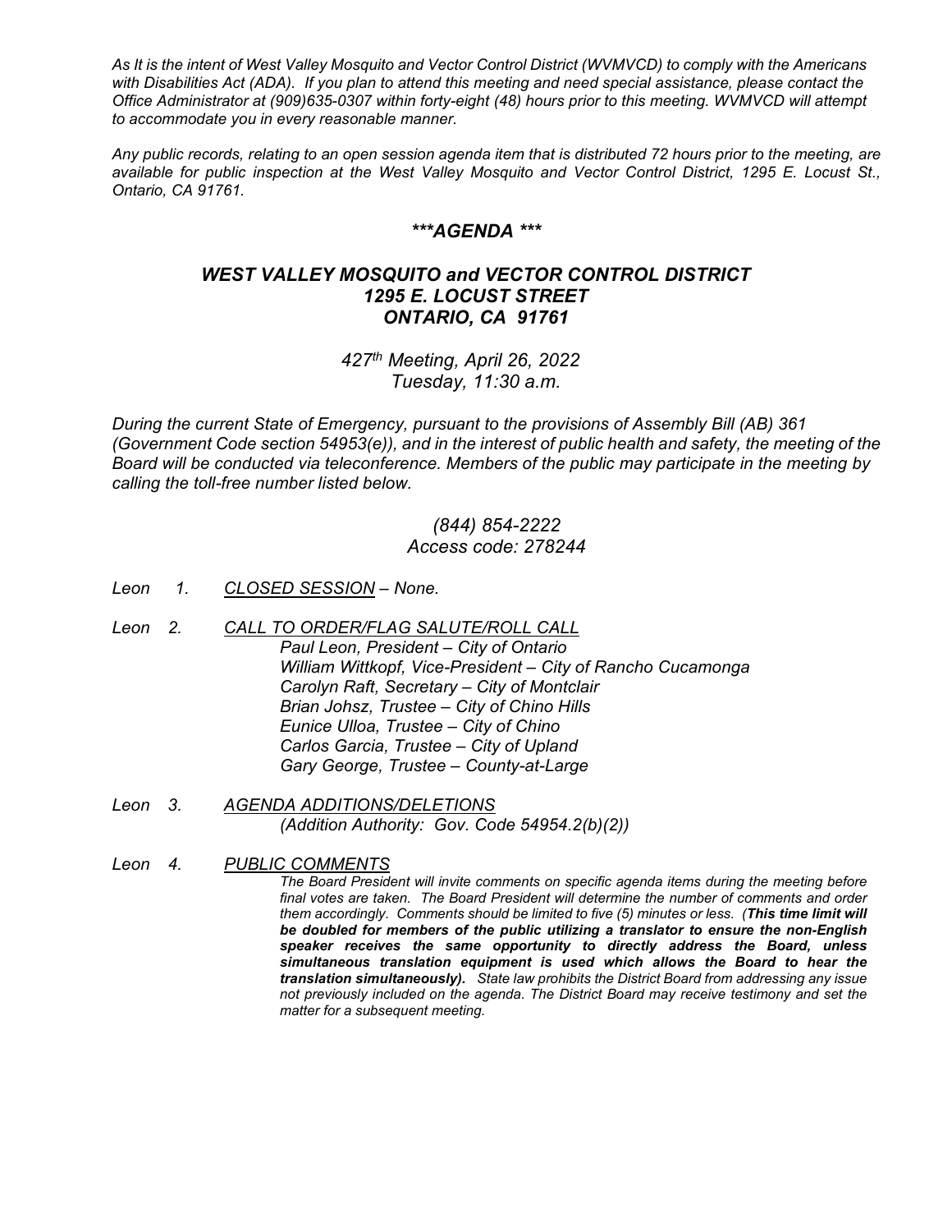*As It is the intent of West Valley Mosquito and Vector Control District (WVMVCD) to comply with the Americans with Disabilities Act (ADA). If you plan to attend this meeting and need special assistance, please contact the Office Administrator at (909)635-0307 within forty-eight (48) hours prior to this meeting. WVMVCD will attempt to accommodate you in every reasonable manner.*

*Any public records, relating to an open session agenda item that is distributed 72 hours prior to the meeting, are available for public inspection at the West Valley Mosquito and Vector Control District, 1295 E. Locust St., Ontario, CA 91761.*

# ***AGENDA ***

## WEST VALLEY MOSQUITO and VECTOR CONTROL DISTRICT
## 1295 E. LOCUST STREET
## ONTARIO, CA 91761

*427th Meeting, April 26, 2022*
*Tuesday, 11:30 a.m.*

*During the current State of Emergency, pursuant to the provisions of Assembly Bill (AB) 361 (Government Code section 54953(e)), and in the interest of public health and safety, the meeting of the Board will be conducted via teleconference. Members of the public may participate in the meeting by calling the toll-free number listed below.*

*(844) 854-2222*
*Access code: 278244*

*Leon 1. CLOSED SESSION – None.*

*Leon 2. CALL TO ORDER/FLAG SALUTE/ROLL CALL*

*Paul Leon, President – City of Ontario*
*William Wittkopf, Vice-President – City of Rancho Cucamonga*
*Carolyn Raft, Secretary – City of Montclair*
*Brian Johsz, Trustee – City of Chino Hills*
*Eunice Ulloa, Trustee – City of Chino*
*Carlos Garcia, Trustee – City of Upland*
*Gary George, Trustee – County-at-Large*

*Leon 3. AGENDA ADDITIONS/DELETIONS*

*(Addition Authority: Gov. Code 54954.2(b)(2))*

*Leon 4. PUBLIC COMMENTS*

*The Board President will invite comments on specific agenda items during the meeting before final votes are taken. The Board President will determine the number of comments and order them accordingly. Comments should be limited to five (5) minutes or less. (**This time limit will be doubled for members of the public utilizing a translator to ensure the non-English speaker receives the same opportunity to directly address the Board, unless simultaneous translation equipment is used which allows the Board to hear the translation simultaneously).** State law prohibits the District Board from addressing any issue not previously included on the agenda. The District Board may receive testimony and set the matter for a subsequent meeting.*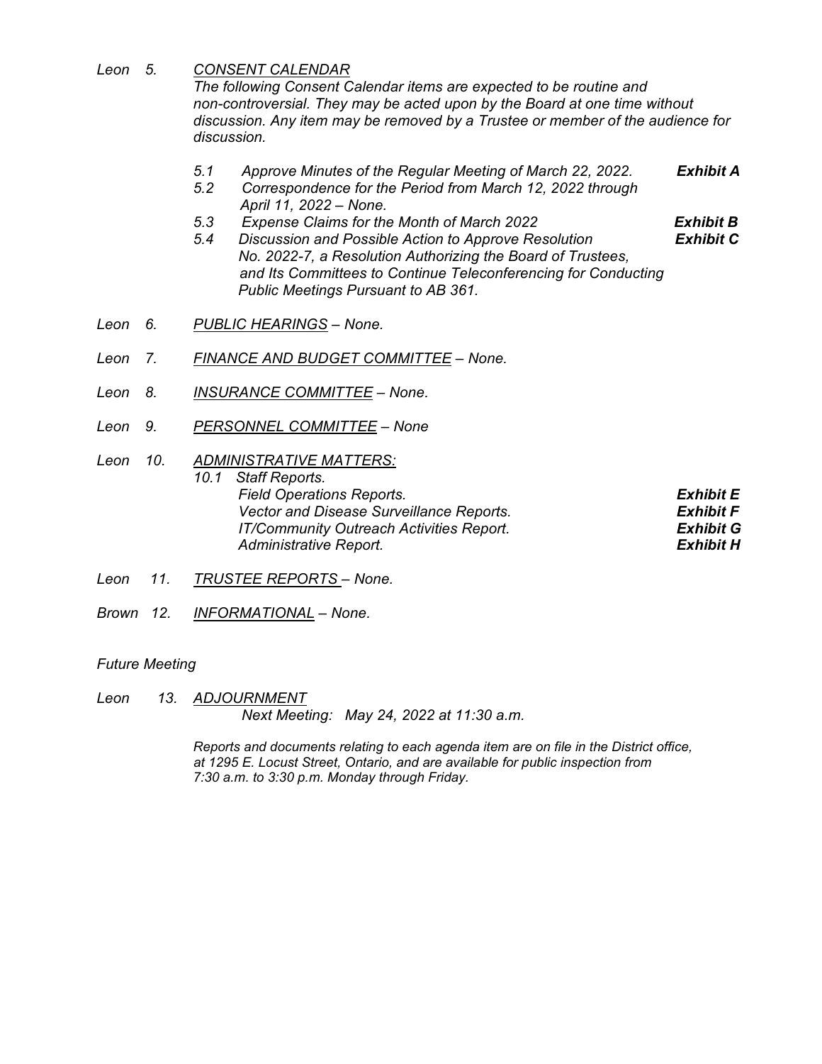*Leon 5. <u>CONSENT CALENDAR</u>*

*The following Consent Calendar items are expected to be routine and non-controversial. They may be acted upon by the Board at one time without discussion. Any item may be removed by a Trustee or member of the audience for discussion.*

- *5.1 Approve Minutes of the Regular Meeting of March 22, 2022.* ***Exhibit A***
- *5.2 Correspondence for the Period from March 12, 2022 through April 11, 2022 – None.*
- *5.3 Expense Claims for the Month of March 2022* ***Exhibit B***
- *5.4 Discussion and Possible Action to Approve Resolution No. 2022-7, a Resolution Authorizing the Board of Trustees, and Its Committees to Continue Teleconferencing for Conducting Public Meetings Pursuant to AB 361.* ***Exhibit C***

*Leon 6. <u>PUBLIC HEARINGS</u> – None.*

*Leon 7. <u>FINANCE AND BUDGET COMMITTEE</u> – None.*

*Leon 8. <u>INSURANCE COMMITTEE</u> – None.*

*Leon 9. <u>PERSONNEL COMMITTEE</u> – None*

*Leon 10. <u>ADMINISTRATIVE MATTERS:</u>*

*10.1 Staff Reports.*

- *Field Operations Reports.* ***Exhibit E***
- *Vector and Disease Surveillance Reports.* ***Exhibit F***
- *IT/Community Outreach Activities Report.* ***Exhibit G***
- *Administrative Report.* ***Exhibit H***

*Leon 11. <u>TRUSTEE REPORTS</u> – None.*

*Brown 12. <u>INFORMATIONAL</u> – None.*

*Future Meeting*

*Leon 13. <u>ADJOURNMENT</u>*

*Next Meeting: May 24, 2022 at 11:30 a.m.*

*Reports and documents relating to each agenda item are on file in the District office, at 1295 E. Locust Street, Ontario, and are available for public inspection from 7:30 a.m. to 3:30 p.m. Monday through Friday.*